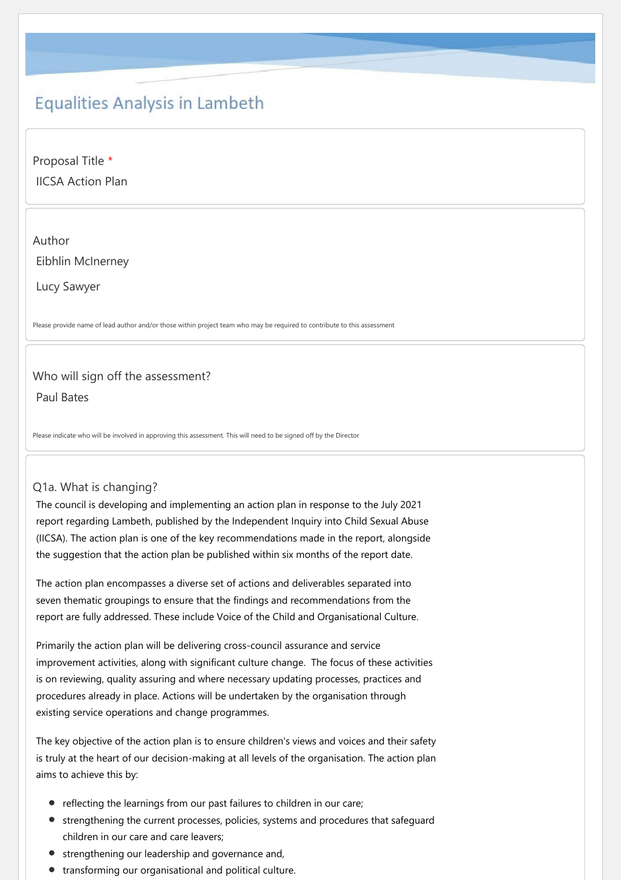# Equalities Analysis in Lambeth

Proposal Title *

IICSA Action Plan

Author

Eibhlin McInerney

Lucy Sawyer

Please provide name of lead author and/or those within project team who may be required to contribute to this assessment

Who will sign off the assessment?

Paul Bates

Please indicate who will be involved in approving this assessment. This will need to be signed off by the Director

Q1a. What is changing?

The council is developing and implementing an action plan in response to the July 2021 report regarding Lambeth, published by the Independent Inquiry into Child Sexual Abuse (IICSA). The action plan is one of the key recommendations made in the report, alongside the suggestion that the action plan be published within six months of the report date.

The action plan encompasses a diverse set of actions and deliverables separated into seven thematic groupings to ensure that the findings and recommendations from the report are fully addressed. These include Voice of the Child and Organisational Culture.

Primarily the action plan will be delivering cross-council assurance and service improvement activities, along with significant culture change. The focus of these activities is on reviewing, quality assuring and where necessary updating processes, practices and procedures already in place. Actions will be undertaken by the organisation through existing service operations and change programmes.

The key objective of the action plan is to ensure children's views and voices and their safety is truly at the heart of our decision-making at all levels of the organisation. The action plan aims to achieve this by:

- reflecting the learnings from our past failures to children in our care;
- strengthening the current processes, policies, systems and procedures that safeguard children in our care and care leavers;
- strengthening our leadership and governance and,
- transforming our organisational and political culture.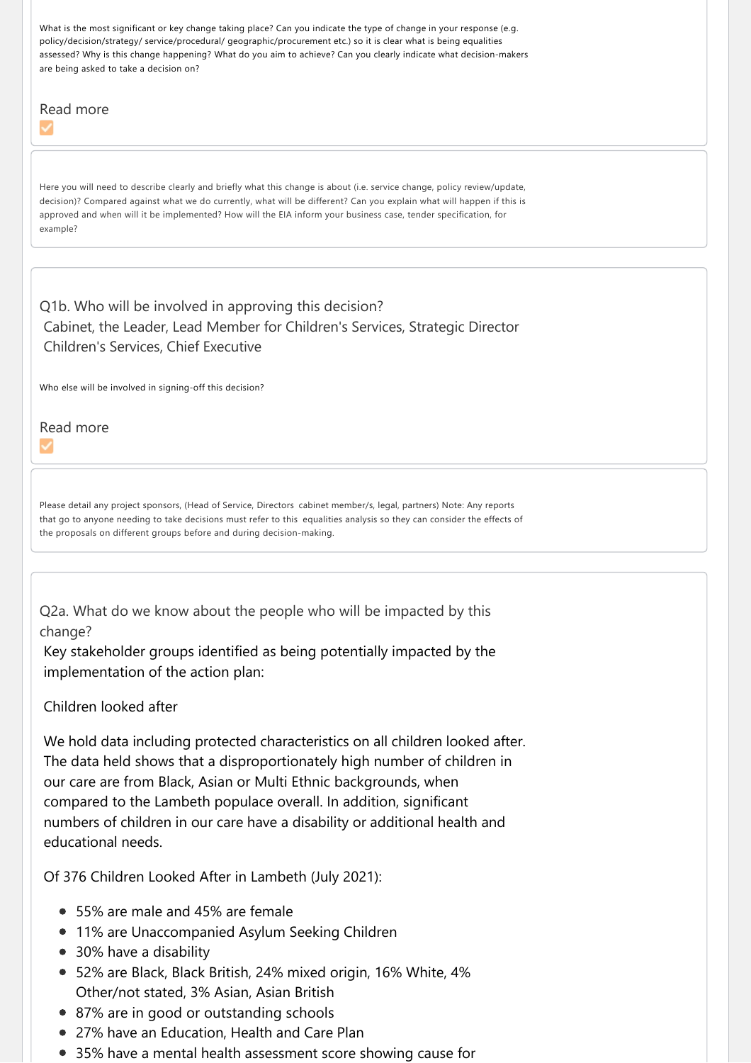What is the most significant or key change taking place? Can you indicate the type of change in your response (e.g. policy/decision/strategy/ service/procedural/ geographic/procurement etc.) so it is clear what is being equalities assessed? Why is this change happening? What do you aim to achieve? Can you clearly indicate what decision-makers are being asked to take a decision on?

Read more

Here you will need to describe clearly and briefly what this change is about (i.e. service change, policy review/update, decision)? Compared against what we do currently, what will be different? Can you explain what will happen if this is approved and when will it be implemented? How will the EIA inform your business case, tender specification, for example?

Q1b. Who will be involved in approving this decision?

Cabinet, the Leader, Lead Member for Children's Services, Strategic Director Children's Services, Chief Executive

Who else will be involved in signing-off this decision?

Read more

Please detail any project sponsors, (Head of Service, Directors cabinet member/s, legal, partners) Note: Any reports that go to anyone needing to take decisions must refer to this equalities analysis so they can consider the effects of the proposals on different groups before and during decision-making.

Q2a. What do we know about the people who will be impacted by this change?

Key stakeholder groups identified as being potentially impacted by the implementation of the action plan:

Children looked after

We hold data including protected characteristics on all children looked after. The data held shows that a disproportionately high number of children in our care are from Black, Asian or Multi Ethnic backgrounds, when compared to the Lambeth populace overall. In addition, significant numbers of children in our care have a disability or additional health and educational needs.

Of 376 Children Looked After in Lambeth (July 2021):

- 55% are male and 45% are female
- 11% are Unaccompanied Asylum Seeking Children
- 30% have a disability
- 52% are Black, Black British, 24% mixed origin, 16% White, 4% Other/not stated, 3% Asian, Asian British
- 87% are in good or outstanding schools
- 27% have an Education, Health and Care Plan
- 35% have a mental health assessment score showing cause for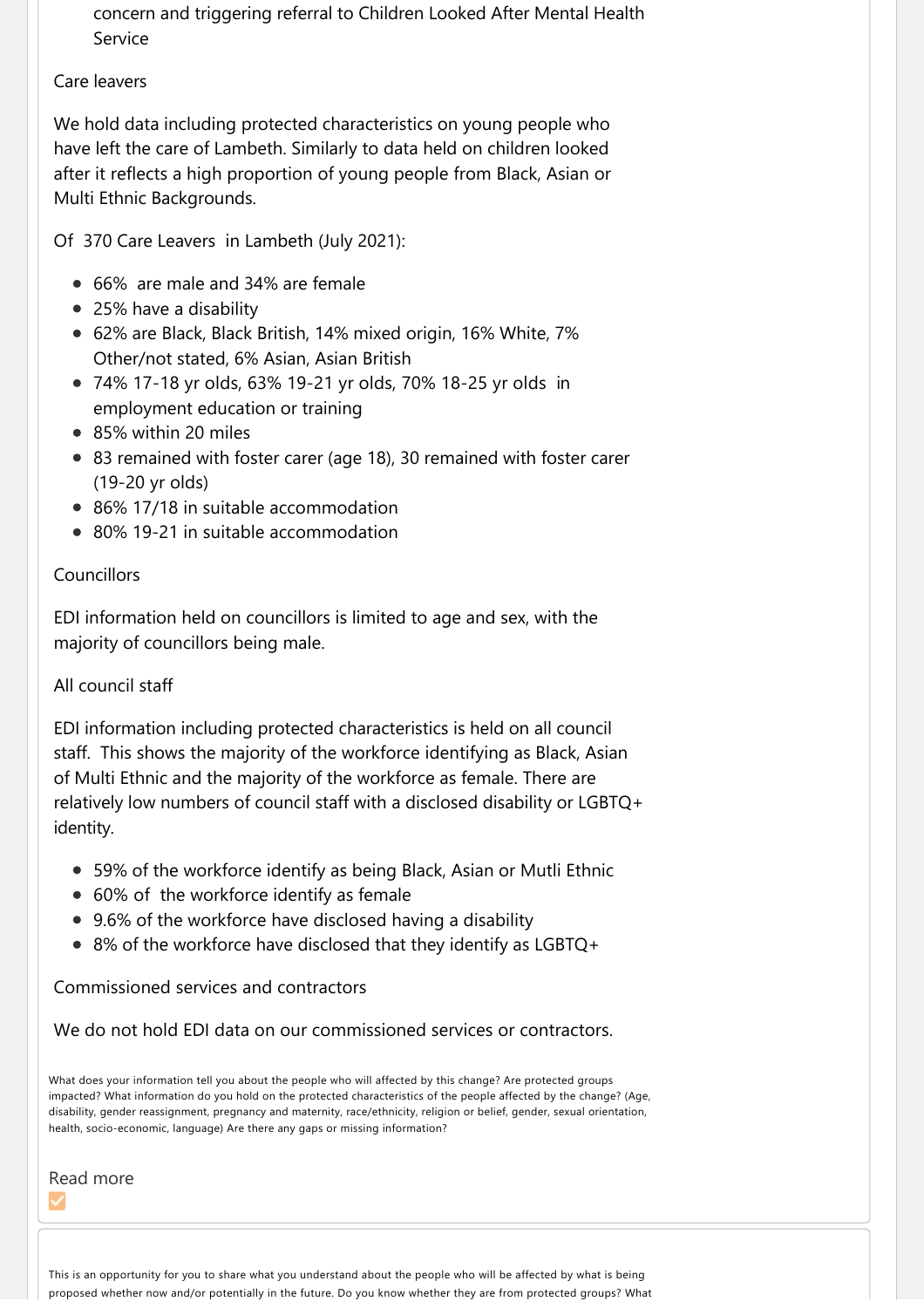concern and triggering referral to Children Looked After Mental Health Service

Care leavers

We hold data including protected characteristics on young people who have left the care of Lambeth. Similarly to data held on children looked after it reflects a high proportion of young people from Black, Asian or Multi Ethnic Backgrounds.

Of 370 Care Leavers in Lambeth (July 2021):

- 66% are male and 34% are female
- 25% have a disability
- 62% are Black, Black British, 14% mixed origin, 16% White, 7% Other/not stated, 6% Asian, Asian British
- 74% 17-18 yr olds, 63% 19-21 yr olds, 70% 18-25 yr olds in employment education or training
- 85% within 20 miles
- 83 remained with foster carer (age 18), 30 remained with foster carer (19-20 yr olds)
- 86% 17/18 in suitable accommodation
- 80% 19-21 in suitable accommodation

Councillors

EDI information held on councillors is limited to age and sex, with the majority of councillors being male.

All council staff

EDI information including protected characteristics is held on all council staff. This shows the majority of the workforce identifying as Black, Asian of Multi Ethnic and the majority of the workforce as female. There are relatively low numbers of council staff with a disclosed disability or LGBTQ+ identity.

- 59% of the workforce identify as being Black, Asian or Mutli Ethnic
- 60% of the workforce identify as female
- 9.6% of the workforce have disclosed having a disability
- 8% of the workforce have disclosed that they identify as LGBTQ+

Commissioned services and contractors

We do not hold EDI data on our commissioned services or contractors.

What does your information tell you about the people who will affected by this change? Are protected groups impacted? What information do you hold on the protected characteristics of the people affected by the change? (Age, disability, gender reassignment, pregnancy and maternity, race/ethnicity, religion or belief, gender, sexual orientation, health, socio-economic, language) Are there any gaps or missing information?

Read more

This is an opportunity for you to share what you understand about the people who will be affected by what is being proposed whether now and/or potentially in the future. Do you know whether they are from protected groups? What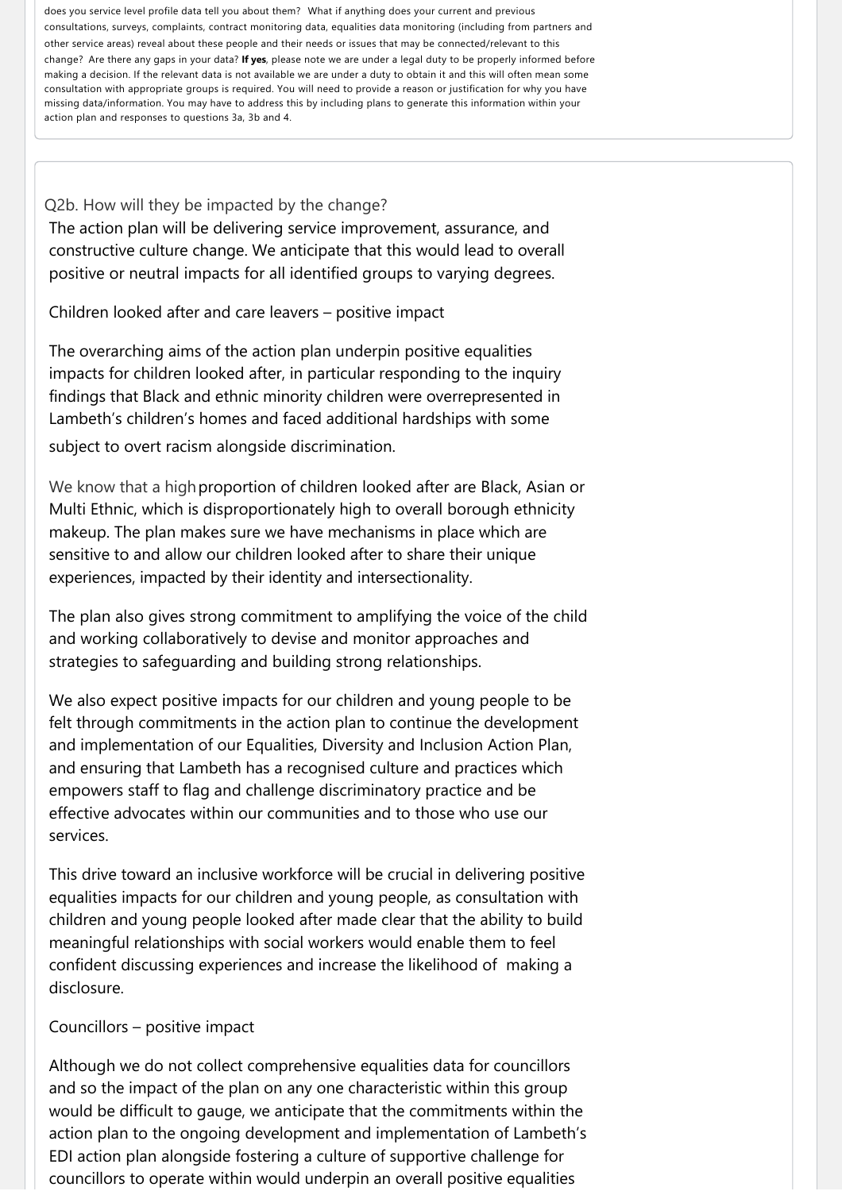does you service level profile data tell you about them? What if anything does your current and previous consultations, surveys, complaints, contract monitoring data, equalities data monitoring (including from partners and other service areas) reveal about these people and their needs or issues that may be connected/relevant to this change? Are there any gaps in your data? **If yes**, please note we are under a legal duty to be properly informed before making a decision. If the relevant data is not available we are under a duty to obtain it and this will often mean some consultation with appropriate groups is required. You will need to provide a reason or justification for why you have missing data/information. You may have to address this by including plans to generate this information within your action plan and responses to questions 3a, 3b and 4.

Q2b. How will they be impacted by the change?

The action plan will be delivering service improvement, assurance, and constructive culture change. We anticipate that this would lead to overall positive or neutral impacts for all identified groups to varying degrees.

Children looked after and care leavers – positive impact

The overarching aims of the action plan underpin positive equalities impacts for children looked after, in particular responding to the inquiry findings that Black and ethnic minority children were overrepresented in Lambeth's children's homes and faced additional hardships with some subject to overt racism alongside discrimination.

We know that a high proportion of children looked after are Black, Asian or Multi Ethnic, which is disproportionately high to overall borough ethnicity makeup. The plan makes sure we have mechanisms in place which are sensitive to and allow our children looked after to share their unique experiences, impacted by their identity and intersectionality.

The plan also gives strong commitment to amplifying the voice of the child and working collaboratively to devise and monitor approaches and strategies to safeguarding and building strong relationships.

We also expect positive impacts for our children and young people to be felt through commitments in the action plan to continue the development and implementation of our Equalities, Diversity and Inclusion Action Plan, and ensuring that Lambeth has a recognised culture and practices which empowers staff to flag and challenge discriminatory practice and be effective advocates within our communities and to those who use our services.

This drive toward an inclusive workforce will be crucial in delivering positive equalities impacts for our children and young people, as consultation with children and young people looked after made clear that the ability to build meaningful relationships with social workers would enable them to feel confident discussing experiences and increase the likelihood of making a disclosure.

Councillors – positive impact

Although we do not collect comprehensive equalities data for councillors and so the impact of the plan on any one characteristic within this group would be difficult to gauge, we anticipate that the commitments within the action plan to the ongoing development and implementation of Lambeth's EDI action plan alongside fostering a culture of supportive challenge for councillors to operate within would underpin an overall positive equalities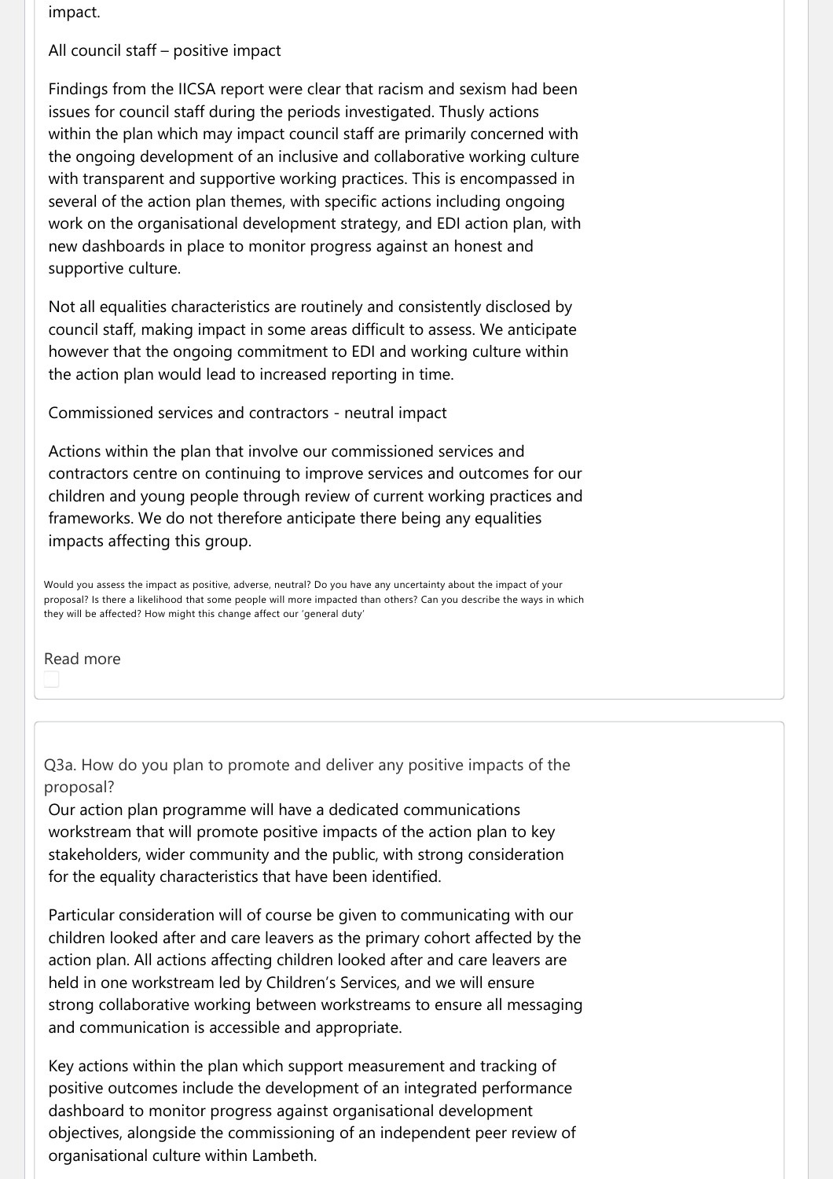impact.

All council staff – positive impact

Findings from the IICSA report were clear that racism and sexism had been issues for council staff during the periods investigated. Thusly actions within the plan which may impact council staff are primarily concerned with the ongoing development of an inclusive and collaborative working culture with transparent and supportive working practices. This is encompassed in several of the action plan themes, with specific actions including ongoing work on the organisational development strategy, and EDI action plan, with new dashboards in place to monitor progress against an honest and supportive culture.

Not all equalities characteristics are routinely and consistently disclosed by council staff, making impact in some areas difficult to assess. We anticipate however that the ongoing commitment to EDI and working culture within the action plan would lead to increased reporting in time.

Commissioned services and contractors - neutral impact

Actions within the plan that involve our commissioned services and contractors centre on continuing to improve services and outcomes for our children and young people through review of current working practices and frameworks. We do not therefore anticipate there being any equalities impacts affecting this group.

Would you assess the impact as positive, adverse, neutral? Do you have any uncertainty about the impact of your proposal? Is there a likelihood that some people will more impacted than others? Can you describe the ways in which they will be affected? How might this change affect our 'general duty'

Read more

Q3a. How do you plan to promote and deliver any positive impacts of the proposal?

Our action plan programme will have a dedicated communications workstream that will promote positive impacts of the action plan to key stakeholders, wider community and the public, with strong consideration for the equality characteristics that have been identified.

Particular consideration will of course be given to communicating with our children looked after and care leavers as the primary cohort affected by the action plan. All actions affecting children looked after and care leavers are held in one workstream led by Children's Services, and we will ensure strong collaborative working between workstreams to ensure all messaging and communication is accessible and appropriate.

Key actions within the plan which support measurement and tracking of positive outcomes include the development of an integrated performance dashboard to monitor progress against organisational development objectives, alongside the commissioning of an independent peer review of organisational culture within Lambeth.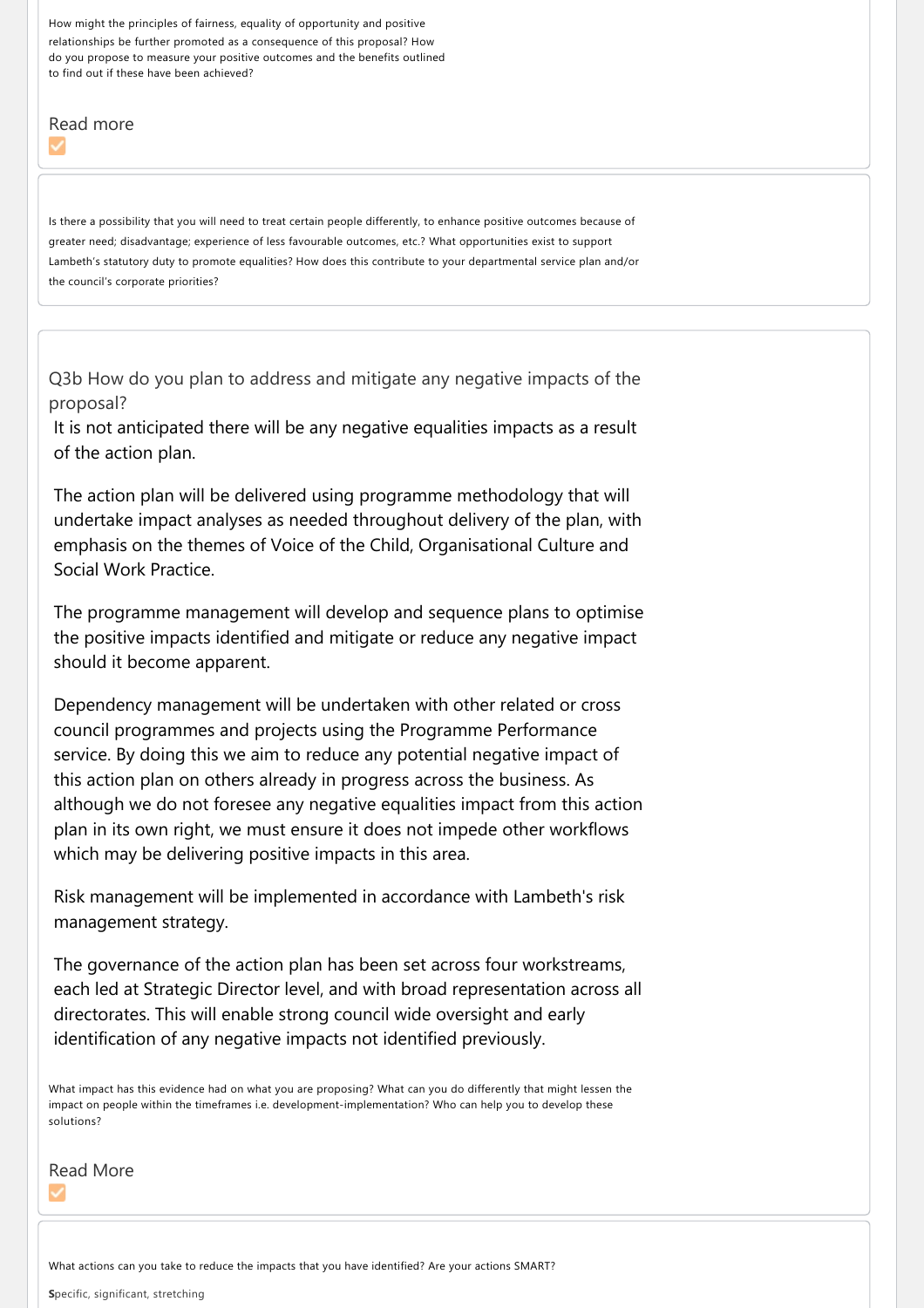How might the principles of fairness, equality of opportunity and positive relationships be further promoted as a consequence of this proposal? How do you propose to measure your positive outcomes and the benefits outlined to find out if these have been achieved?

Read more

Is there a possibility that you will need to treat certain people differently, to enhance positive outcomes because of greater need; disadvantage; experience of less favourable outcomes, etc.? What opportunities exist to support Lambeth's statutory duty to promote equalities? How does this contribute to your departmental service plan and/or the council's corporate priorities?

## Q3b How do you plan to address and mitigate any negative impacts of the proposal?

It is not anticipated there will be any negative equalities impacts as a result of the action plan.

The action plan will be delivered using programme methodology that will undertake impact analyses as needed throughout delivery of the plan, with emphasis on the themes of Voice of the Child, Organisational Culture and Social Work Practice.

The programme management will develop and sequence plans to optimise the positive impacts identified and mitigate or reduce any negative impact should it become apparent.

Dependency management will be undertaken with other related or cross council programmes and projects using the Programme Performance service. By doing this we aim to reduce any potential negative impact of this action plan on others already in progress across the business. As although we do not foresee any negative equalities impact from this action plan in its own right, we must ensure it does not impede other workflows which may be delivering positive impacts in this area.

Risk management will be implemented in accordance with Lambeth's risk management strategy.

The governance of the action plan has been set across four workstreams, each led at Strategic Director level, and with broad representation across all directorates. This will enable strong council wide oversight and early identification of any negative impacts not identified previously.

What impact has this evidence had on what you are proposing? What can you do differently that might lessen the impact on people within the timeframes i.e. development-implementation? Who can help you to develop these solutions?

Read More

What actions can you take to reduce the impacts that you have identified? Are your actions SMART?

**S**pecific, significant, stretching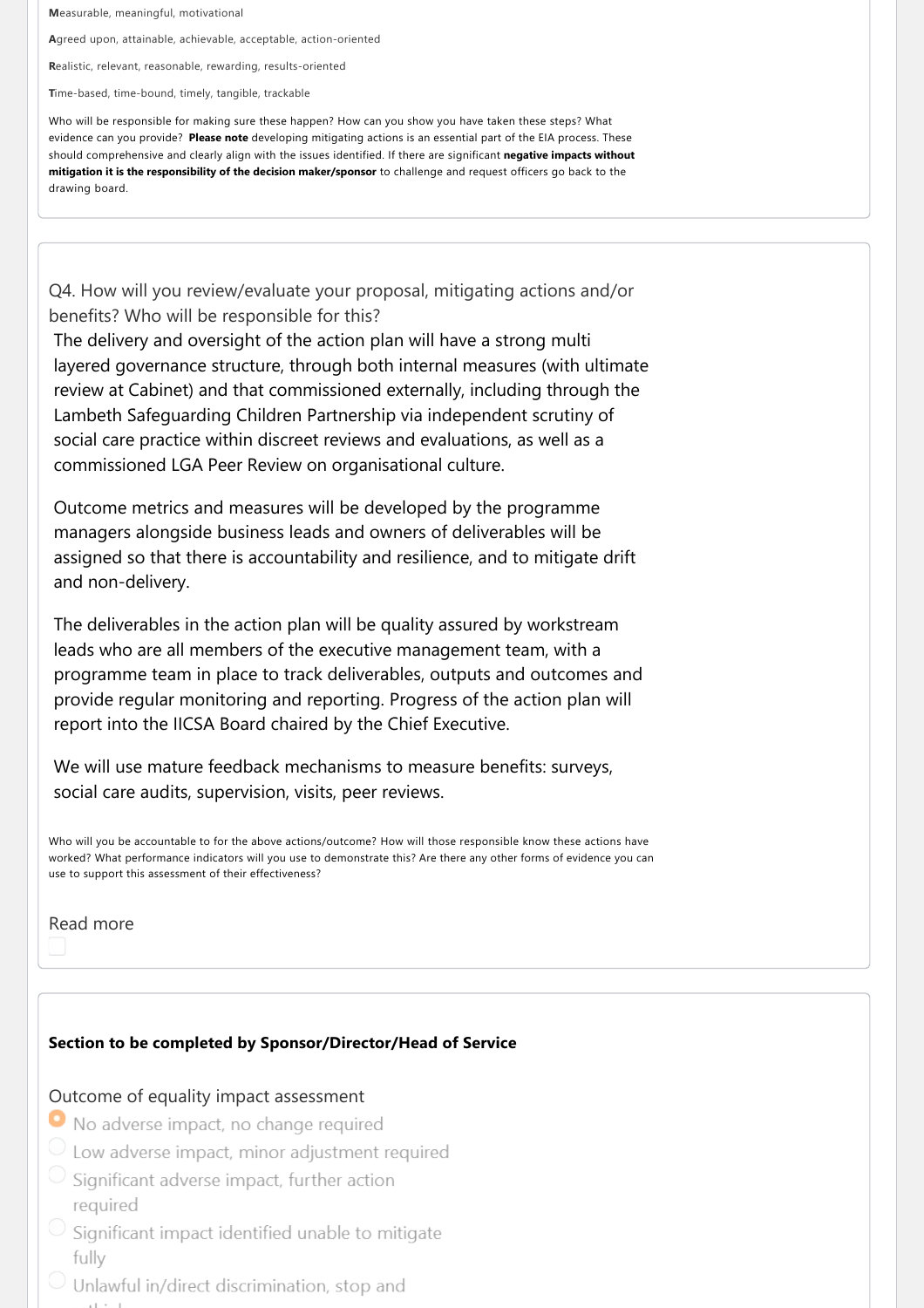**M**easurable, meaningful, motivational

**A**greed upon, attainable, achievable, acceptable, action-oriented

**R**ealistic, relevant, reasonable, rewarding, results-oriented

**T**ime-based, time-bound, timely, tangible, trackable

Who will be responsible for making sure these happen? How can you show you have taken these steps? What evidence can you provide? **Please note** developing mitigating actions is an essential part of the EIA process. These should comprehensive and clearly align with the issues identified. If there are significant **negative impacts without mitigation it is the responsibility of the decision maker/sponsor** to challenge and request officers go back to the drawing board.

Q4. How will you review/evaluate your proposal, mitigating actions and/or benefits? Who will be responsible for this?

The delivery and oversight of the action plan will have a strong multi layered governance structure, through both internal measures (with ultimate review at Cabinet) and that commissioned externally, including through the Lambeth Safeguarding Children Partnership via independent scrutiny of social care practice within discreet reviews and evaluations, as well as a commissioned LGA Peer Review on organisational culture.

Outcome metrics and measures will be developed by the programme managers alongside business leads and owners of deliverables will be assigned so that there is accountability and resilience, and to mitigate drift and non-delivery.

The deliverables in the action plan will be quality assured by workstream leads who are all members of the executive management team, with a programme team in place to track deliverables, outputs and outcomes and provide regular monitoring and reporting. Progress of the action plan will report into the IICSA Board chaired by the Chief Executive.

We will use mature feedback mechanisms to measure benefits: surveys, social care audits, supervision, visits, peer reviews.

Who will you be accountable to for the above actions/outcome? How will those responsible know these actions have worked? What performance indicators will you use to demonstrate this? Are there any other forms of evidence you can use to support this assessment of their effectiveness?

Read more

**Section to be completed by Sponsor/Director/Head of Service**

Outcome of equality impact assessment

- [x] No adverse impact, no change required
- [ ] Low adverse impact, minor adjustment required
- [ ] Significant adverse impact, further action required
- [ ] Significant impact identified unable to mitigate fully
- [ ] Unlawful in/direct discrimination, stop and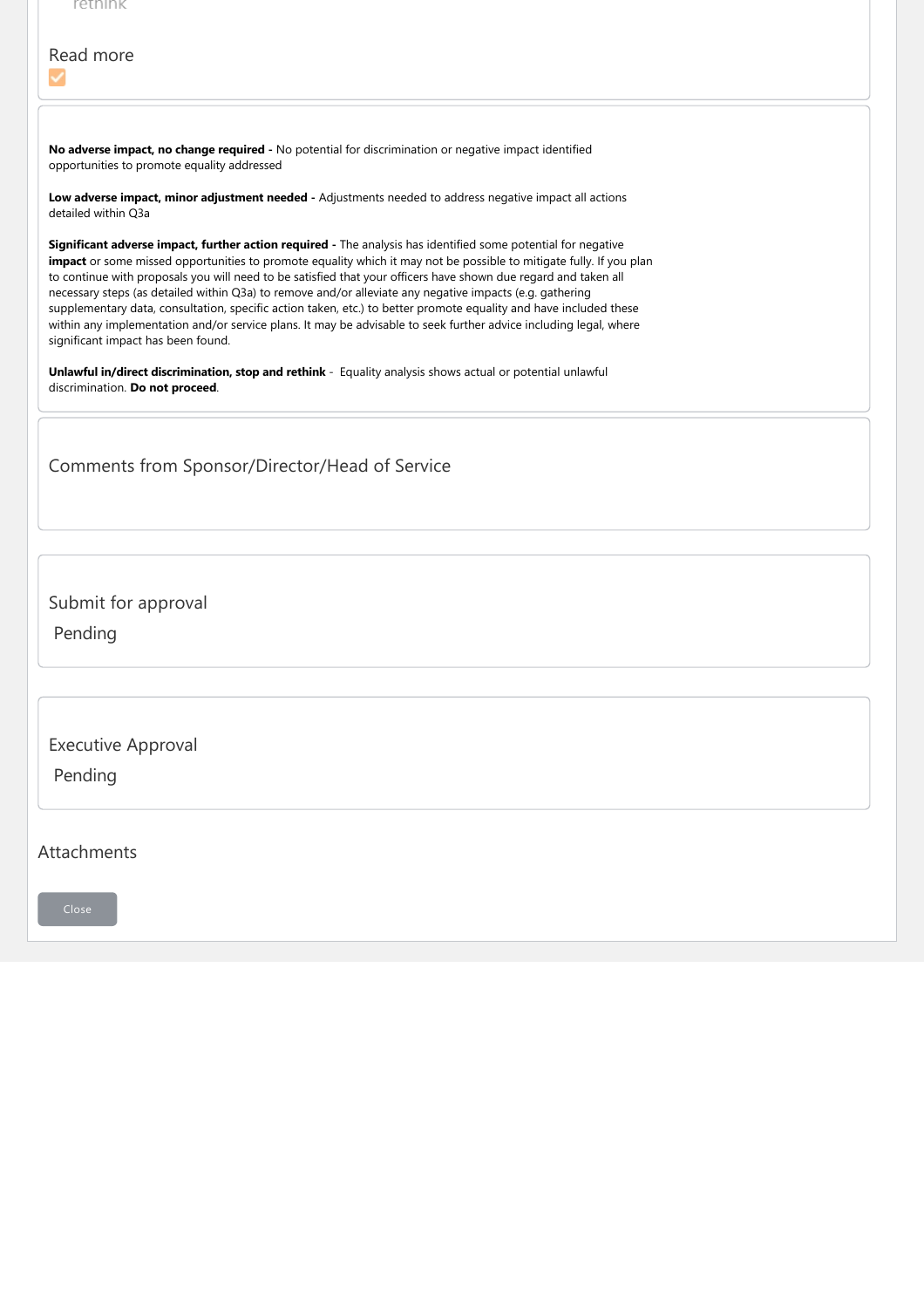rethink

Read more

☑

**No adverse impact, no change required -** No potential for discrimination or negative impact identified opportunities to promote equality addressed

**Low adverse impact, minor adjustment needed -** Adjustments needed to address negative impact all actions detailed within Q3a

**Significant adverse impact, further action required -** The analysis has identified some potential for negative **impact** or some missed opportunities to promote equality which it may not be possible to mitigate fully. If you plan to continue with proposals you will need to be satisfied that your officers have shown due regard and taken all necessary steps (as detailed within Q3a) to remove and/or alleviate any negative impacts (e.g. gathering supplementary data, consultation, specific action taken, etc.) to better promote equality and have included these within any implementation and/or service plans. It may be advisable to seek further advice including legal, where significant impact has been found.

**Unlawful in/direct discrimination, stop and rethink** - Equality analysis shows actual or potential unlawful discrimination. **Do not proceed**.

Comments from Sponsor/Director/Head of Service

Submit for approval

Pending

Executive Approval

Pending

Attachments

Close